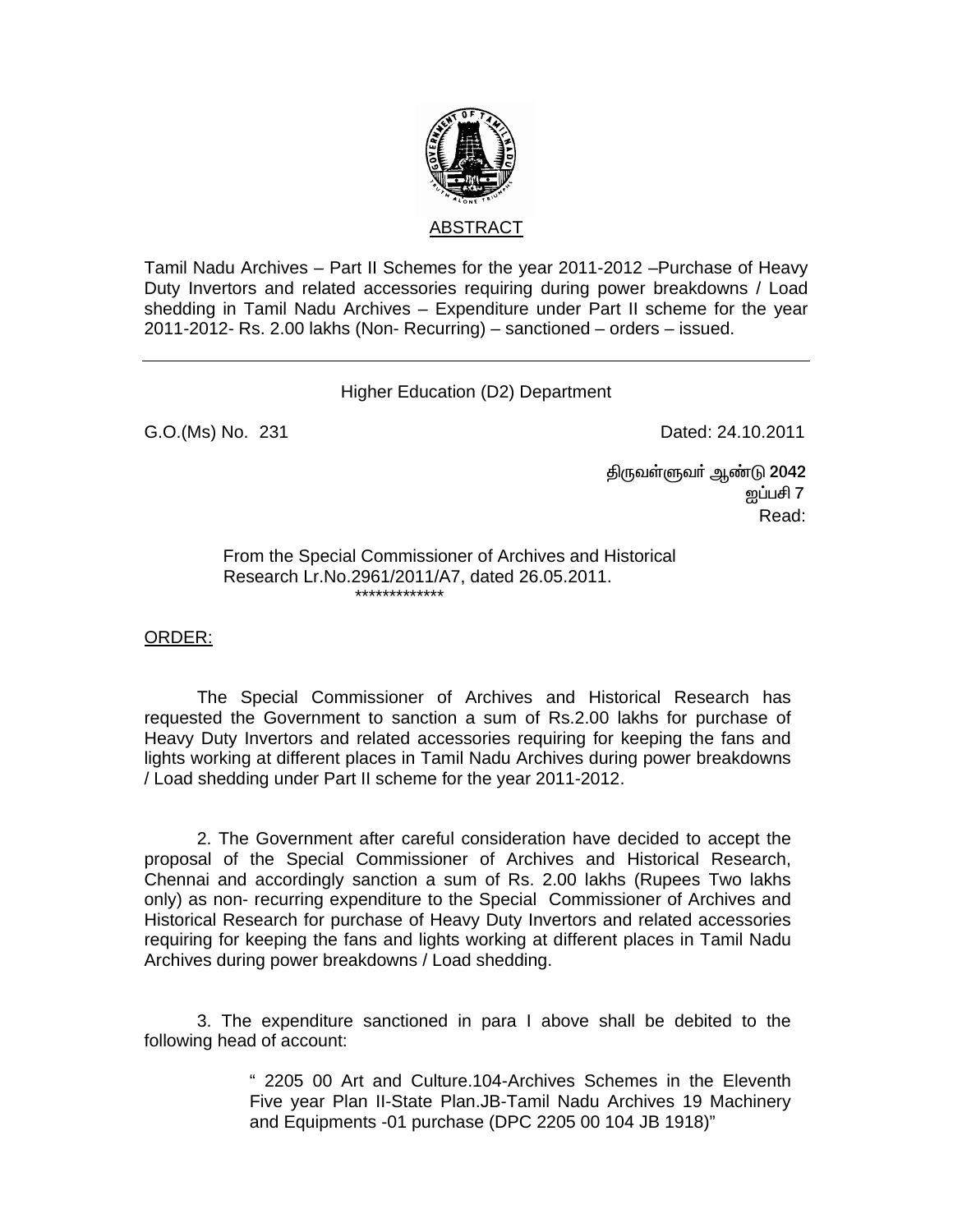## ABSTRACT

Tamil Nadu Archives – Part II Schemes for the year 2011-2012 –Purchase of Heavy Duty Invertors and related accessories requiring during power breakdowns / Load shedding in Tamil Nadu Archives – Expenditure under Part II scheme for the year 2011-2012- Rs. 2.00 lakhs (Non- Recurring) – sanctioned – orders – issued.

---

Higher Education (D2) Department

G.O.(Ms) No. 231 Dated: 24.10.2011

திருவள்ளுவர் ஆண்டு 2042
ஐப்பசி 7
Read:

From the Special Commissioner of Archives and Historical Research Lr.No.2961/2011/A7, dated 26.05.2011.

*************

ORDER:

The Special Commissioner of Archives and Historical Research has requested the Government to sanction a sum of Rs.2.00 lakhs for purchase of Heavy Duty Invertors and related accessories requiring for keeping the fans and lights working at different places in Tamil Nadu Archives during power breakdowns / Load shedding under Part II scheme for the year 2011-2012.

2. The Government after careful consideration have decided to accept the proposal of the Special Commissioner of Archives and Historical Research, Chennai and accordingly sanction a sum of Rs. 2.00 lakhs (Rupees Two lakhs only) as non- recurring expenditure to the Special Commissioner of Archives and Historical Research for purchase of Heavy Duty Invertors and related accessories requiring for keeping the fans and lights working at different places in Tamil Nadu Archives during power breakdowns / Load shedding.

3. The expenditure sanctioned in para I above shall be debited to the following head of account:

> " 2205 00 Art and Culture.104-Archives Schemes in the Eleventh Five year Plan II-State Plan.JB-Tamil Nadu Archives 19 Machinery and Equipments -01 purchase (DPC 2205 00 104 JB 1918)"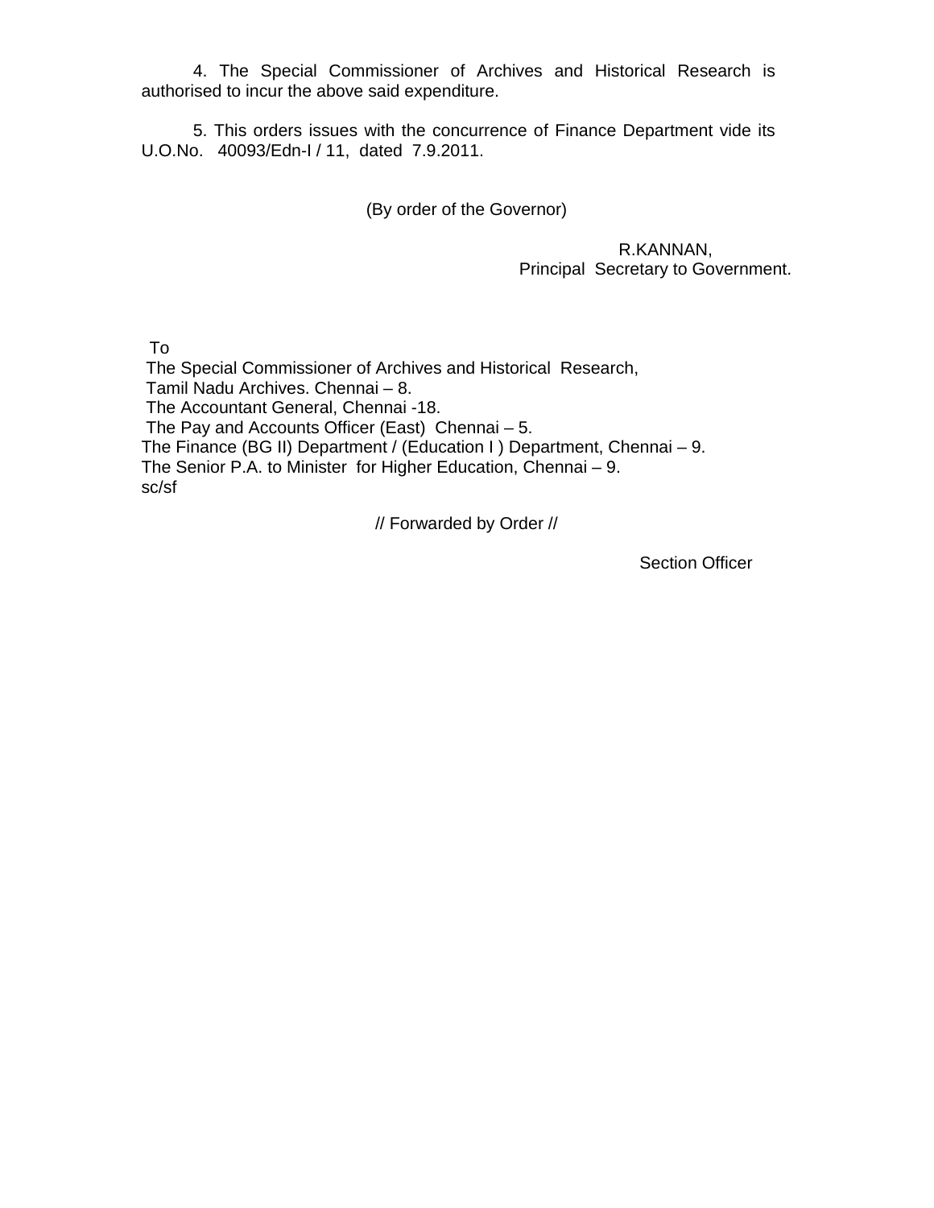4. The Special Commissioner of Archives and Historical Research is authorised to incur the above said expenditure.

5. This orders issues with the concurrence of Finance Department vide its U.O.No. 40093/Edn-I / 11, dated 7.9.2011.

(By order of the Governor)

R.KANNAN,
Principal Secretary to Government.

To
The Special Commissioner of Archives and Historical Research,
Tamil Nadu Archives. Chennai – 8.
The Accountant General, Chennai -18.
The Pay and Accounts Officer (East) Chennai – 5.
The Finance (BG II) Department / (Education I ) Department, Chennai – 9.
The Senior P.A. to Minister for Higher Education, Chennai – 9.
sc/sf

// Forwarded by Order //

Section Officer